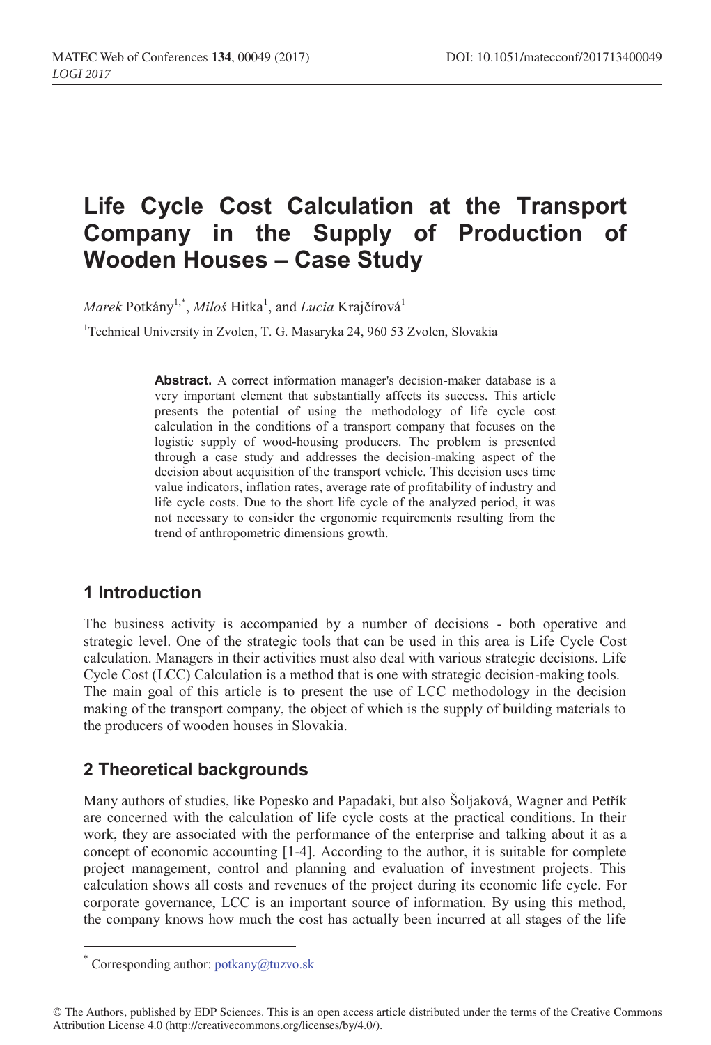# Life Cycle Cost Calculation at the Transport Company in the Supply of Production of Wooden Houses – Case Study

*Marek* Potkány[1,*], *Miloš* Hitka[1], and *Lucia* Krajčírová[1]

[1]Technical University in Zvolen, T. G. Masaryka 24, 960 53 Zvolen, Slovakia

**Abstract.** A correct information manager's decision-maker database is a very important element that substantially affects its success. This article presents the potential of using the methodology of life cycle cost calculation in the conditions of a transport company that focuses on the logistic supply of wood-housing producers. The problem is presented through a case study and addresses the decision-making aspect of the decision about acquisition of the transport vehicle. This decision uses time value indicators, inflation rates, average rate of profitability of industry and life cycle costs. Due to the short life cycle of the analyzed period, it was not necessary to consider the ergonomic requirements resulting from the trend of anthropometric dimensions growth.

## 1 Introduction

The business activity is accompanied by a number of decisions - both operative and strategic level. One of the strategic tools that can be used in this area is Life Cycle Cost calculation. Managers in their activities must also deal with various strategic decisions. Life Cycle Cost (LCC) Calculation is a method that is one with strategic decision-making tools. The main goal of this article is to present the use of LCC methodology in the decision making of the transport company, the object of which is the supply of building materials to the producers of wooden houses in Slovakia.

## 2 Theoretical backgrounds

Many authors of studies, like Popesko and Papadaki, but also Šoljaková, Wagner and Petřík are concerned with the calculation of life cycle costs at the practical conditions. In their work, they are associated with the performance of the enterprise and talking about it as a concept of economic accounting [1-4]. According to the author, it is suitable for complete project management, control and planning and evaluation of investment projects. This calculation shows all costs and revenues of the project during its economic life cycle. For corporate governance, LCC is an important source of information. By using this method, the company knows how much the cost has actually been incurred at all stages of the life

* Corresponding author: potkany@tuzvo.sk

© The Authors, published by EDP Sciences. This is an open access article distributed under the terms of the Creative Commons Attribution License 4.0 (http://creativecommons.org/licenses/by/4.0/).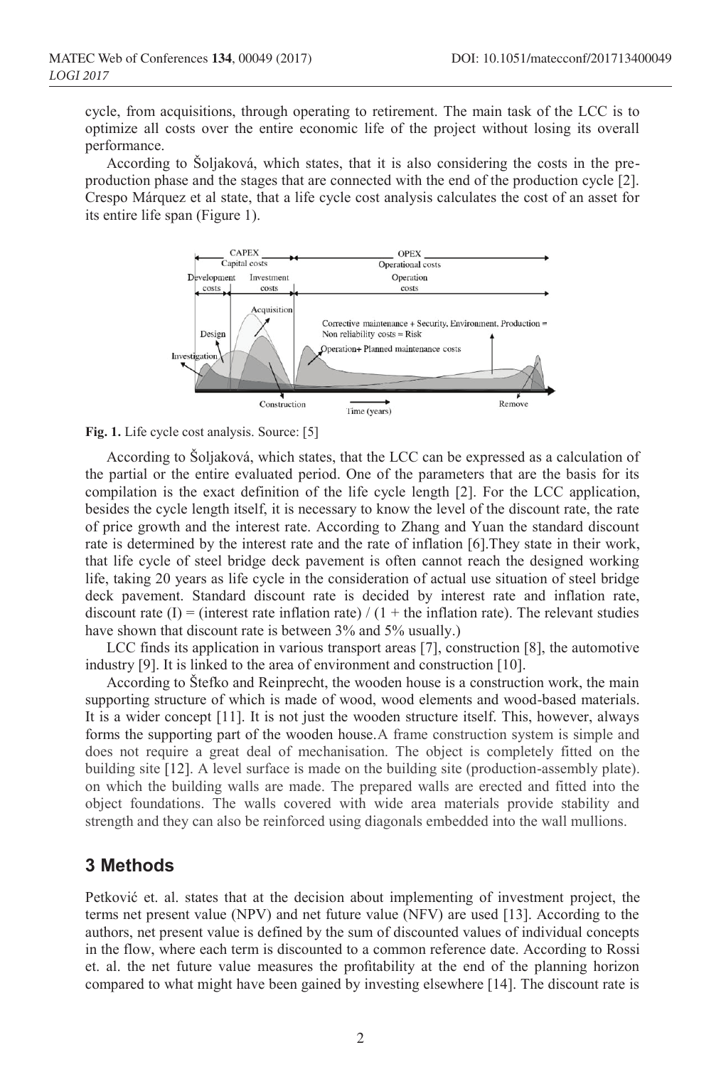cycle, from acquisitions, through operating to retirement. The main task of the LCC is to optimize all costs over the entire economic life of the project without losing its overall performance.

According to Šoljaková, which states, that it is also considering the costs in the pre-production phase and the stages that are connected with the end of the production cycle [2]. Crespo Márquez et al state, that a life cycle cost analysis calculates the cost of an asset for its entire life span (Figure 1).

**Fig. 1.** Life cycle cost analysis. Source: [5]

According to Šoljaková, which states, that the LCC can be expressed as a calculation of the partial or the entire evaluated period. One of the parameters that are the basis for its compilation is the exact definition of the life cycle length [2]. For the LCC application, besides the cycle length itself, it is necessary to know the level of the discount rate, the rate of price growth and the interest rate. According to Zhang and Yuan the standard discount rate is determined by the interest rate and the rate of inflation [6].They state in their work, that life cycle of steel bridge deck pavement is often cannot reach the designed working life, taking 20 years as life cycle in the consideration of actual use situation of steel bridge deck pavement. Standard discount rate is decided by interest rate and inflation rate, discount rate (I) = (interest rate inflation rate) / (1 + the inflation rate). The relevant studies have shown that discount rate is between 3% and 5% usually.)

LCC finds its application in various transport areas [7], construction [8], the automotive industry [9]. It is linked to the area of environment and construction [10].

According to Štefko and Reinprecht, the wooden house is a construction work, the main supporting structure of which is made of wood, wood elements and wood-based materials. It is a wider concept [11]. It is not just the wooden structure itself. This, however, always forms the supporting part of the wooden house.A frame construction system is simple and does not require a great deal of mechanisation. The object is completely fitted on the building site [12]. A level surface is made on the building site (production-assembly plate). on which the building walls are made. The prepared walls are erected and fitted into the object foundations. The walls covered with wide area materials provide stability and strength and they can also be reinforced using diagonals embedded into the wall mullions.

## 3 Methods

Petković et. al. states that at the decision about implementing of investment project, the terms net present value (NPV) and net future value (NFV) are used [13]. According to the authors, net present value is defined by the sum of discounted values of individual concepts in the flow, where each term is discounted to a common reference date. According to Rossi et. al. the net future value measures the profitability at the end of the planning horizon compared to what might have been gained by investing elsewhere [14]. The discount rate is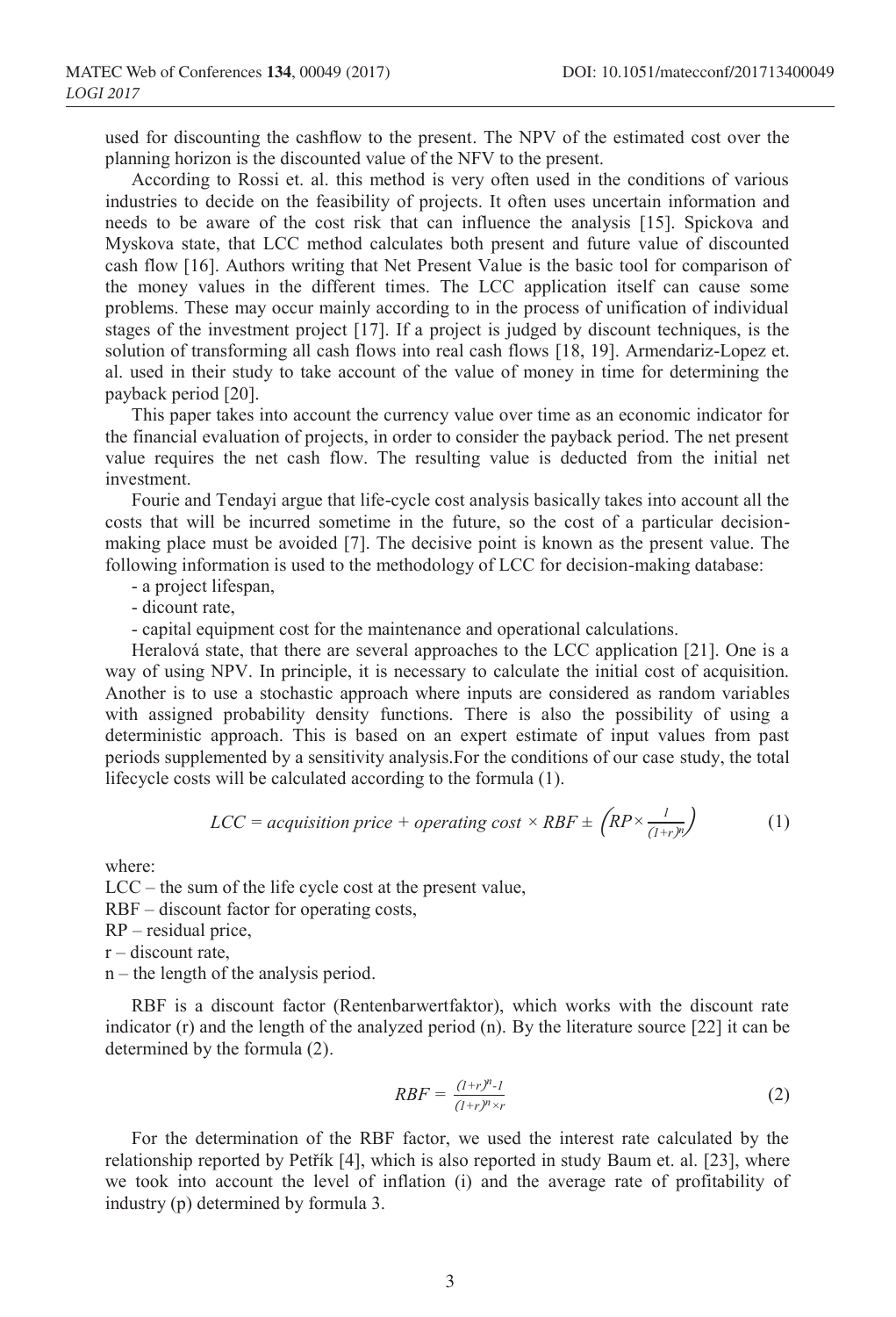used for discounting the cashflow to the present. The NPV of the estimated cost over the planning horizon is the discounted value of the NFV to the present.

According to Rossi et. al. this method is very often used in the conditions of various industries to decide on the feasibility of projects. It often uses uncertain information and needs to be aware of the cost risk that can influence the analysis [15]. Spickova and Myskova state, that LCC method calculates both present and future value of discounted cash flow [16]. Authors writing that Net Present Value is the basic tool for comparison of the money values in the different times. The LCC application itself can cause some problems. These may occur mainly according to in the process of unification of individual stages of the investment project [17]. If a project is judged by discount techniques, is the solution of transforming all cash flows into real cash flows [18, 19]. Armendariz-Lopez et. al. used in their study to take account of the value of money in time for determining the payback period [20].

This paper takes into account the currency value over time as an economic indicator for the financial evaluation of projects, in order to consider the payback period. The net present value requires the net cash flow. The resulting value is deducted from the initial net investment.

Fourie and Tendayi argue that life-cycle cost analysis basically takes into account all the costs that will be incurred sometime in the future, so the cost of a particular decision-making place must be avoided [7]. The decisive point is known as the present value. The following information is used to the methodology of LCC for decision-making database:

- a project lifespan,
- dicount rate,
- capital equipment cost for the maintenance and operational calculations.

Heralová state, that there are several approaches to the LCC application [21]. One is a way of using NPV. In principle, it is necessary to calculate the initial cost of acquisition. Another is to use a stochastic approach where inputs are considered as random variables with assigned probability density functions. There is also the possibility of using a deterministic approach. This is based on an expert estimate of input values from past periods supplemented by a sensitivity analysis.For the conditions of our case study, the total lifecycle costs will be calculated according to the formula (1).

$$LCC = acquisition\ price + operating\ cost \times RBF \pm \left(RP \times \frac{1}{(1+r)^n}\right) \tag{1}$$

where:

LCC – the sum of the life cycle cost at the present value,
RBF – discount factor for operating costs,
RP – residual price,
r – discount rate,
n – the length of the analysis period.

RBF is a discount factor (Rentenbarwertfaktor), which works with the discount rate indicator (r) and the length of the analyzed period (n). By the literature source [22] it can be determined by the formula (2).

$$RBF = \frac{(1+r)^n - 1}{(1+r)^n \times r} \tag{2}$$

For the determination of the RBF factor, we used the interest rate calculated by the relationship reported by Petřík [4], which is also reported in study Baum et. al. [23], where we took into account the level of inflation (i) and the average rate of profitability of industry (p) determined by formula 3.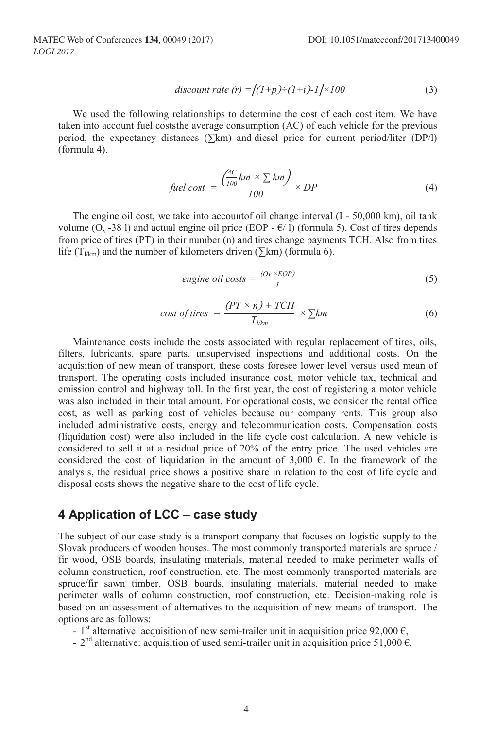$$discount\ rate\ (r) = [(1+p) \div (1+i) - 1] \times 100 \tag{3}$$

We used the following relationships to determine the cost of each cost item. We have taken into account fuel coststhe average consumption (AC) of each vehicle for the previous period, the expectancy distances (∑km) and diesel price for current period/liter (DP/l) (formula 4).

$$fuel\ cost = \frac{\left(\frac{AC}{100} km \times \sum km\right)}{100} \times DP \tag{4}$$

The engine oil cost, we take into accountof oil change interval (I - 50,000 km), oil tank volume ($O_v$ -38 l) and actual engine oil price (EOP - €/ l) (formula 5). Cost of tires depends from price of tires (PT) in their number (n) and tires change payments TCH. Also from tires life ($T_{l/km}$) and the number of kilometers driven (∑km) (formula 6).

$$engine\ oil\ costs = \frac{(Ov \times EOP)}{I} \tag{5}$$

$$cost\ of\ tires = \frac{(PT \times n) + TCH}{T_{l/km}} \times \sum km \tag{6}$$

Maintenance costs include the costs associated with regular replacement of tires, oils, filters, lubricants, spare parts, unsupervised inspections and additional costs. On the acquisition of new mean of transport, these costs foresee lower level versus used mean of transport. The operating costs included insurance cost, motor vehicle tax, technical and emission control and highway toll. In the first year, the cost of registering a motor vehicle was also included in their total amount. For operational costs, we consider the rental office cost, as well as parking cost of vehicles because our company rents. This group also included administrative costs, energy and telecommunication costs. Compensation costs (liquidation cost) were also included in the life cycle cost calculation. A new vehicle is considered to sell it at a residual price of 20% of the entry price. The used vehicles are considered the cost of liquidation in the amount of 3,000 €. In the framework of the analysis, the residual price shows a positive share in relation to the cost of life cycle and disposal costs shows the negative share to the cost of life cycle.

## 4 Application of LCC – case study

The subject of our case study is a transport company that focuses on logistic supply to the Slovak producers of wooden houses. The most commonly transported materials are spruce / fir wood, OSB boards, insulating materials, material needed to make perimeter walls of column construction, roof construction, etc. The most commonly transported materials are spruce/fir sawn timber, OSB boards, insulating materials, material needed to make perimeter walls of column construction, roof construction, etc. Decision-making role is based on an assessment of alternatives to the acquisition of new means of transport. The options are as follows:

- 1st alternative: acquisition of new semi-trailer unit in acquisition price 92,000 €,
- 2nd alternative: acquisition of used semi-trailer unit in acquisition price 51,000 €.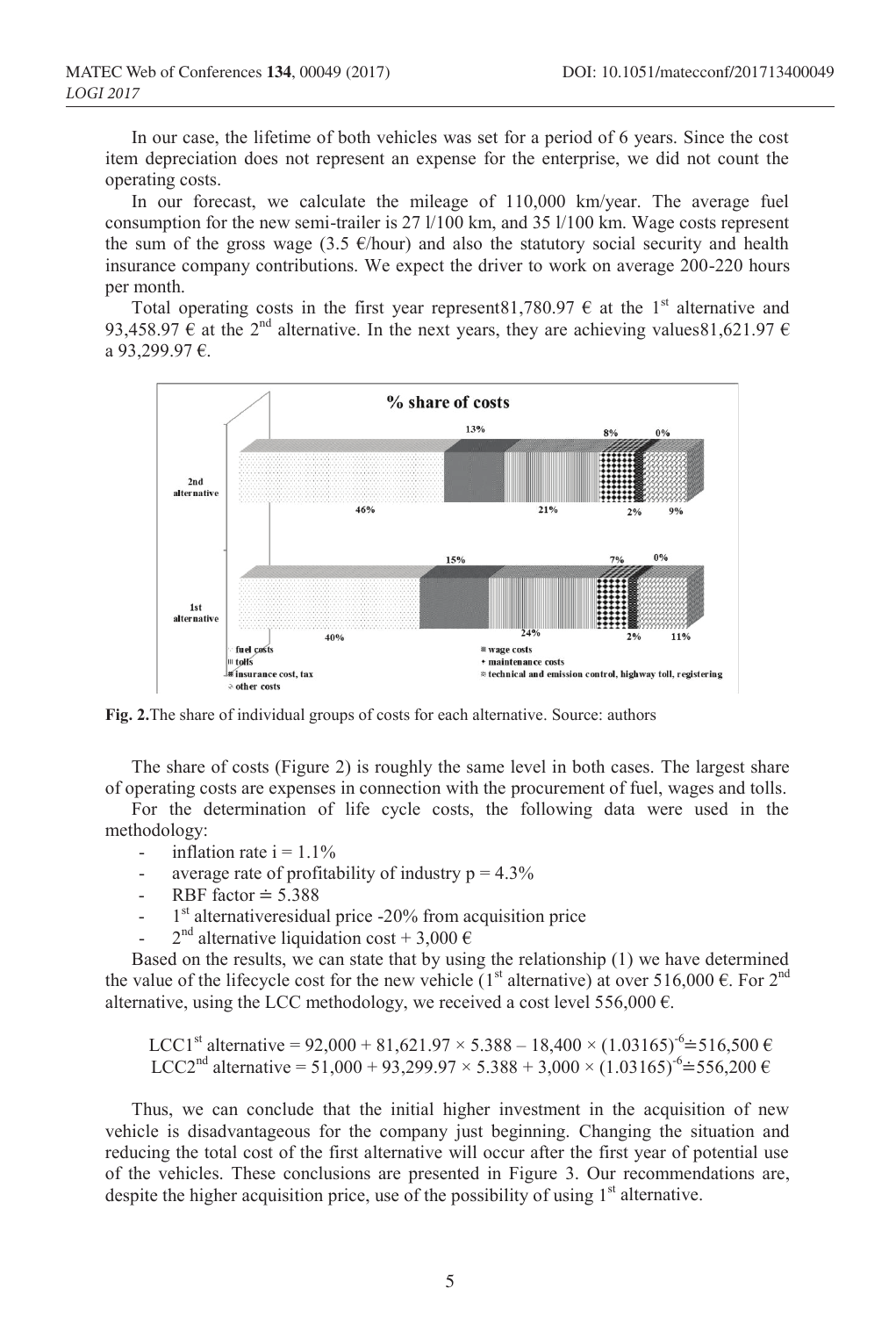In our case, the lifetime of both vehicles was set for a period of 6 years. Since the cost item depreciation does not represent an expense for the enterprise, we did not count the operating costs.

In our forecast, we calculate the mileage of 110,000 km/year. The average fuel consumption for the new semi-trailer is 27 l/100 km, and 35 l/100 km. Wage costs represent the sum of the gross wage (3.5 €/hour) and also the statutory social security and health insurance company contributions. We expect the driver to work on average 200-220 hours per month.

Total operating costs in the first year represent81,780.97 € at the 1st alternative and 93,458.97 € at the 2nd alternative. In the next years, they are achieving values81,621.97 € a 93,299.97 €.

**Fig. 2.**The share of individual groups of costs for each alternative. Source: authors

The share of costs (Figure 2) is roughly the same level in both cases. The largest share of operating costs are expenses in connection with the procurement of fuel, wages and tolls.

For the determination of life cycle costs, the following data were used in the methodology:

- inflation rate i = 1.1%
- average rate of profitability of industry p = 4.3%
- RBF factor ≐ 5.388
- 1st alternativeresidual price -20% from acquisition price
- 2nd alternative liquidation cost + 3,000 €

Based on the results, we can state that by using the relationship (1) we have determined the value of the lifecycle cost for the new vehicle (1st alternative) at over 516,000 €. For 2nd alternative, using the LCC methodology, we received a cost level 556,000 €.

$$LCC1^{st}\text{ alternative} = 92{,}000 + 81{,}621.97 \times 5.388 - 18{,}400 \times (1.03165)^{-6} \doteq 516{,}500\ €$$
$$LCC2^{nd}\text{ alternative} = 51{,}000 + 93{,}299.97 \times 5.388 + 3{,}000 \times (1.03165)^{-6} \doteq 556{,}200\ €$$

Thus, we can conclude that the initial higher investment in the acquisition of new vehicle is disadvantageous for the company just beginning. Changing the situation and reducing the total cost of the first alternative will occur after the first year of potential use of the vehicles. These conclusions are presented in Figure 3. Our recommendations are, despite the higher acquisition price, use of the possibility of using 1st alternative.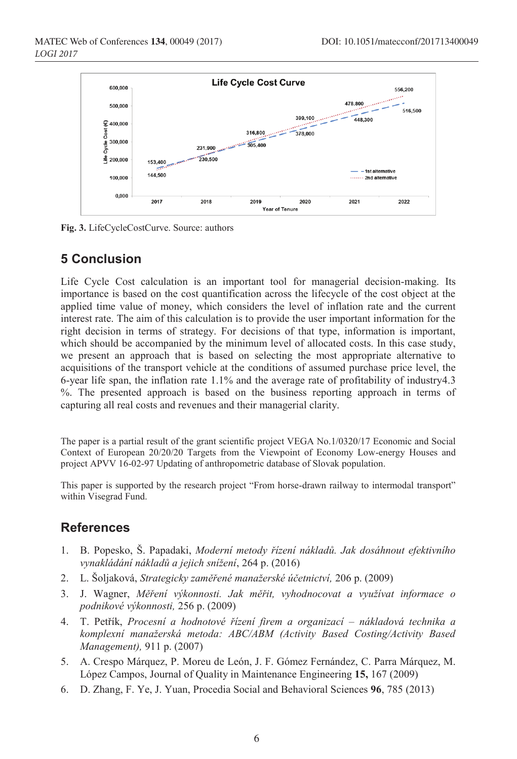**Fig. 3.** LifeCycleCostCurve. Source: authors

## 5 Conclusion

Life Cycle Cost calculation is an important tool for managerial decision-making. Its importance is based on the cost quantification across the lifecycle of the cost object at the applied time value of money, which considers the level of inflation rate and the current interest rate. The aim of this calculation is to provide the user important information for the right decision in terms of strategy. For decisions of that type, information is important, which should be accompanied by the minimum level of allocated costs. In this case study, we present an approach that is based on selecting the most appropriate alternative to acquisitions of the transport vehicle at the conditions of assumed purchase price level, the 6-year life span, the inflation rate 1.1% and the average rate of profitability of industry4.3 %. The presented approach is based on the business reporting approach in terms of capturing all real costs and revenues and their managerial clarity.

The paper is a partial result of the grant scientific project VEGA No.1/0320/17 Economic and Social Context of European 20/20/20 Targets from the Viewpoint of Economy Low-energy Houses and project APVV 16-02-97 Updating of anthropometric database of Slovak population.

This paper is supported by the research project "From horse-drawn railway to intermodal transport" within Visegrad Fund.

## References

1. B. Popesko, Š. Papadaki, *Moderní metody řízení nákladů. Jak dosáhnout efektivního vynakládání nákladů a jejich snížení*, 264 p. (2016)
2. L. Šoljaková, *Strategicky zaměřené manažerské účetnictví,* 206 p. (2009)
3. J. Wagner, *Měření výkonnosti. Jak měřit, vyhodnocovat a využívat informace o podnikové výkonnosti,* 256 p. (2009)
4. T. Petřík, *Procesní a hodnotové řízení firem a organizací – nákladová technika a komplexní manažerská metoda: ABC/ABM (Activity Based Costing/Activity Based Management),* 911 p. (2007)
5. A. Crespo Márquez, P. Moreu de León, J. F. Gómez Fernández, C. Parra Márquez, M. López Campos, Journal of Quality in Maintenance Engineering **15,** 167 (2009)
6. D. Zhang, F. Ye, J. Yuan, Procedia Social and Behavioral Sciences **96**, 785 (2013)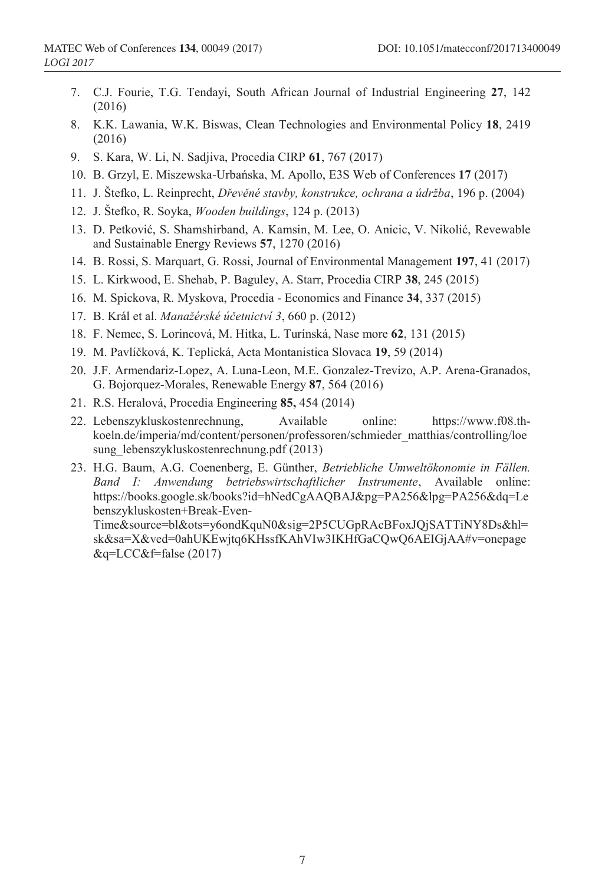7. C.J. Fourie, T.G. Tendayi, South African Journal of Industrial Engineering **27**, 142 (2016)
8. K.K. Lawania, W.K. Biswas, Clean Technologies and Environmental Policy **18**, 2419 (2016)
9. S. Kara, W. Li, N. Sadjiva, Procedia CIRP **61**, 767 (2017)
10. B. Grzyl, E. Miszewska-Urbańska, M. Apollo, E3S Web of Conferences **17** (2017)
11. J. Štefko, L. Reinprecht, *Dřevěné stavby, konstrukce, ochrana a údržba*, 196 p. (2004)
12. J. Štefko, R. Soyka, *Wooden buildings*, 124 p. (2013)
13. D. Petković, S. Shamshirband, A. Kamsin, M. Lee, O. Anicic, V. Nikolić, Revewable and Sustainable Energy Reviews **57**, 1270 (2016)
14. B. Rossi, S. Marquart, G. Rossi, Journal of Environmental Management **197**, 41 (2017)
15. L. Kirkwood, E. Shehab, P. Baguley, A. Starr, Procedia CIRP **38**, 245 (2015)
16. M. Spickova, R. Myskova, Procedia - Economics and Finance **34**, 337 (2015)
17. B. Král et al. *Manažérské účetnictví 3*, 660 p. (2012)
18. F. Nemec, S. Lorincová, M. Hitka, L. Turínská, Nase more **62**, 131 (2015)
19. M. Pavlíčková, K. Teplická, Acta Montanistica Slovaca **19**, 59 (2014)
20. J.F. Armendariz-Lopez, A. Luna-Leon, M.E. Gonzalez-Trevizo, A.P. Arena-Granados, G. Bojorquez-Morales, Renewable Energy **87**, 564 (2016)
21. R.S. Heralová, Procedia Engineering **85,** 454 (2014)
22. Lebenszykluskostenrechnung, Available online: https://www.f08.th-koeln.de/imperia/md/content/personen/professoren/schmieder_matthias/controlling/loesung_lebenszykluskostenrechnung.pdf (2013)
23. H.G. Baum, A.G. Coenenberg, E. Günther, *Betriebliche Umweltökonomie in Fällen. Band I: Anwendung betriebswirtschaftlicher Instrumente*, Available online: https://books.google.sk/books?id=hNedCgAAQBAJ&pg=PA256&lpg=PA256&dq=Lebenszykluskosten+Break-Even-Time&source=bl&ots=y6ondKquN0&sig=2P5CUGpRAcBFoxJQjSATTiNY8Ds&hl=sk&sa=X&ved=0ahUKEwjtq6KHssfKAhVIw3IKHfGaCQwQ6AEIGjAA#v=onepage&q=LCC&f=false (2017)